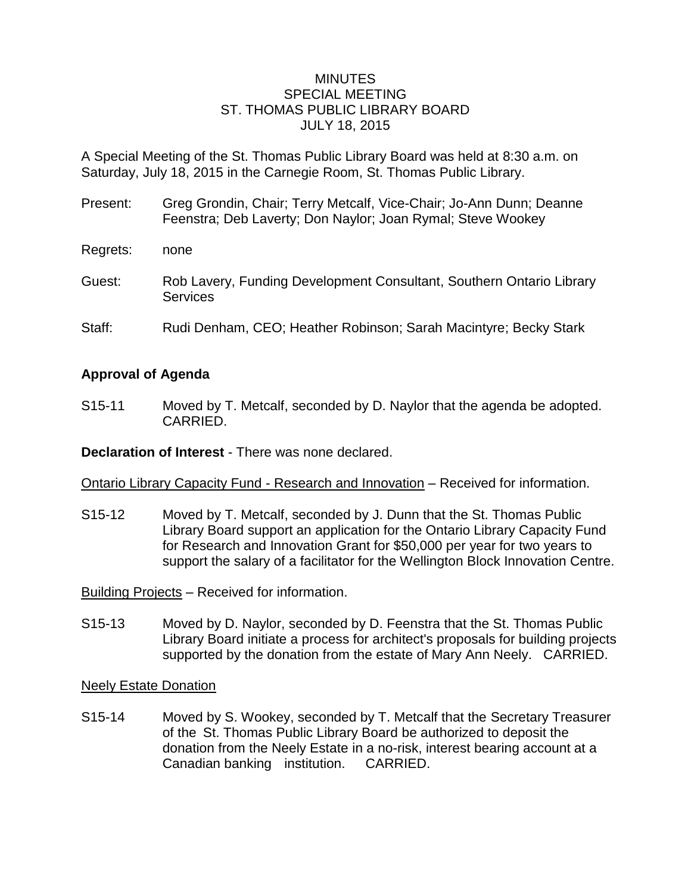# MINUTES
## SPECIAL MEETING
## ST. THOMAS PUBLIC LIBRARY BOARD
## JULY 18, 2015

A Special Meeting of the St. Thomas Public Library Board was held at 8:30 a.m. on Saturday, July 18, 2015 in the Carnegie Room, St. Thomas Public Library.

Present: Greg Grondin, Chair; Terry Metcalf, Vice-Chair; Jo-Ann Dunn; Deanne Feenstra; Deb Laverty; Don Naylor; Joan Rymal; Steve Wookey

Regrets: none

Guest: Rob Lavery, Funding Development Consultant, Southern Ontario Library Services

Staff: Rudi Denham, CEO; Heather Robinson; Sarah Macintyre; Becky Stark

**Approval of Agenda**

S15-11 Moved by T. Metcalf, seconded by D. Naylor that the agenda be adopted. CARRIED.

**Declaration of Interest** - There was none declared.

Ontario Library Capacity Fund - Research and Innovation – Received for information.

S15-12 Moved by T. Metcalf, seconded by J. Dunn that the St. Thomas Public Library Board support an application for the Ontario Library Capacity Fund for Research and Innovation Grant for $50,000 per year for two years to support the salary of a facilitator for the Wellington Block Innovation Centre.

Building Projects – Received for information.

S15-13 Moved by D. Naylor, seconded by D. Feenstra that the St. Thomas Public Library Board initiate a process for architect's proposals for building projects supported by the donation from the estate of Mary Ann Neely. CARRIED.

Neely Estate Donation

S15-14 Moved by S. Wookey, seconded by T. Metcalf that the Secretary Treasurer of the St. Thomas Public Library Board be authorized to deposit the donation from the Neely Estate in a no-risk, interest bearing account at a Canadian banking institution. CARRIED.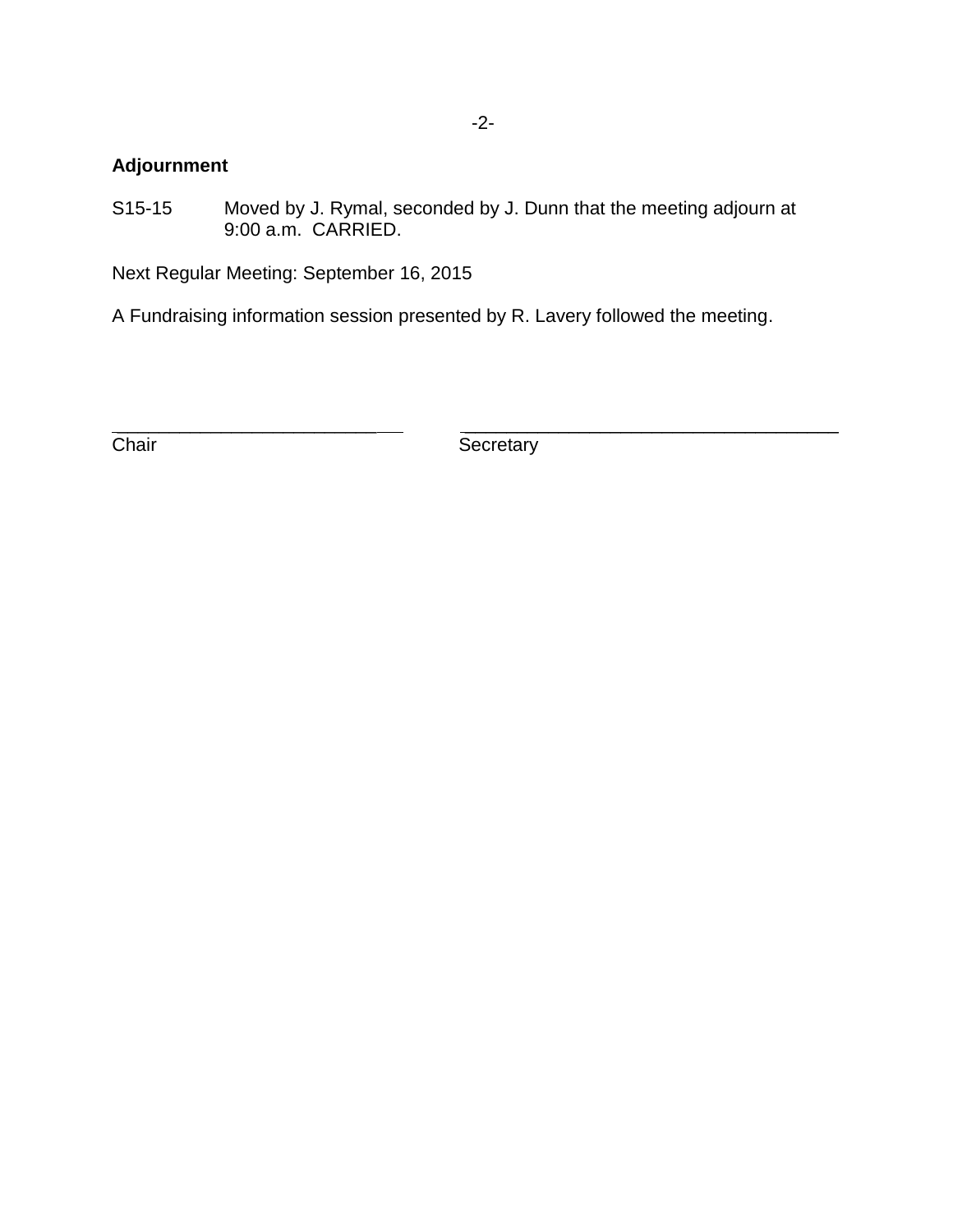## Adjournment

S15-15 Moved by J. Rymal, seconded by J. Dunn that the meeting adjourn at 9:00 a.m. CARRIED.

Next Regular Meeting: September 16, 2015

A Fundraising information session presented by R. Lavery followed the meeting.

\_\_\_\_\_\_\_\_\_\_\_\_\_\_\_\_\_\_\_\_\_\_\_\_\_\_\_\_\_\_ \_\_\_\_\_\_\_\_\_\_\_\_\_\_\_\_\_\_\_\_\_\_\_\_\_\_\_\_\_\_\_\_\_\_\_\_\_\_\_\_

Chair Secretary